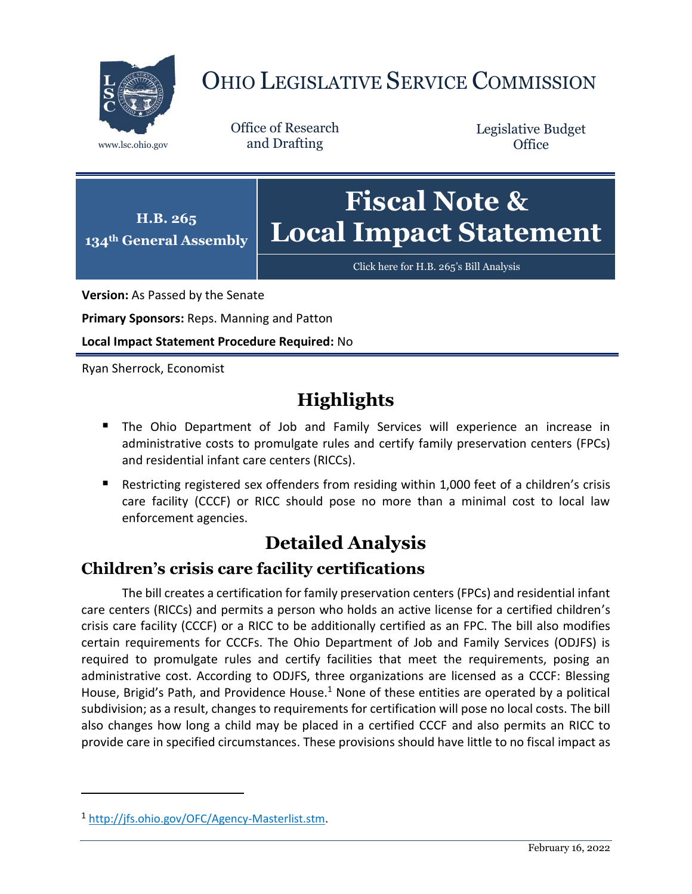# Ohio Legislative Service Commission

www.lsc.ohio.gov

Office of Research and Drafting

Legislative Budget Office

**H.B. 265**
**134th General Assembly**

# Fiscal Note & Local Impact Statement

Click here for H.B. 265's Bill Analysis

**Version:** As Passed by the Senate

**Primary Sponsors:** Reps. Manning and Patton

**Local Impact Statement Procedure Required:** No

Ryan Sherrock, Economist

## Highlights

- The Ohio Department of Job and Family Services will experience an increase in administrative costs to promulgate rules and certify family preservation centers (FPCs) and residential infant care centers (RICCs).
- Restricting registered sex offenders from residing within 1,000 feet of a children's crisis care facility (CCCF) or RICC should pose no more than a minimal cost to local law enforcement agencies.

## Detailed Analysis

### Children's crisis care facility certifications

The bill creates a certification for family preservation centers (FPCs) and residential infant care centers (RICCs) and permits a person who holds an active license for a certified children's crisis care facility (CCCF) or a RICC to be additionally certified as an FPC. The bill also modifies certain requirements for CCCFs. The Ohio Department of Job and Family Services (ODJFS) is required to promulgate rules and certify facilities that meet the requirements, posing an administrative cost. According to ODJFS, three organizations are licensed as a CCCF: Blessing House, Brigid's Path, and Providence House.[1] None of these entities are operated by a political subdivision; as a result, changes to requirements for certification will pose no local costs. The bill also changes how long a child may be placed in a certified CCCF and also permits an RICC to provide care in specified circumstances. These provisions should have little to no fiscal impact as

[1] http://jfs.ohio.gov/OFC/Agency-Masterlist.stm.

February 16, 2022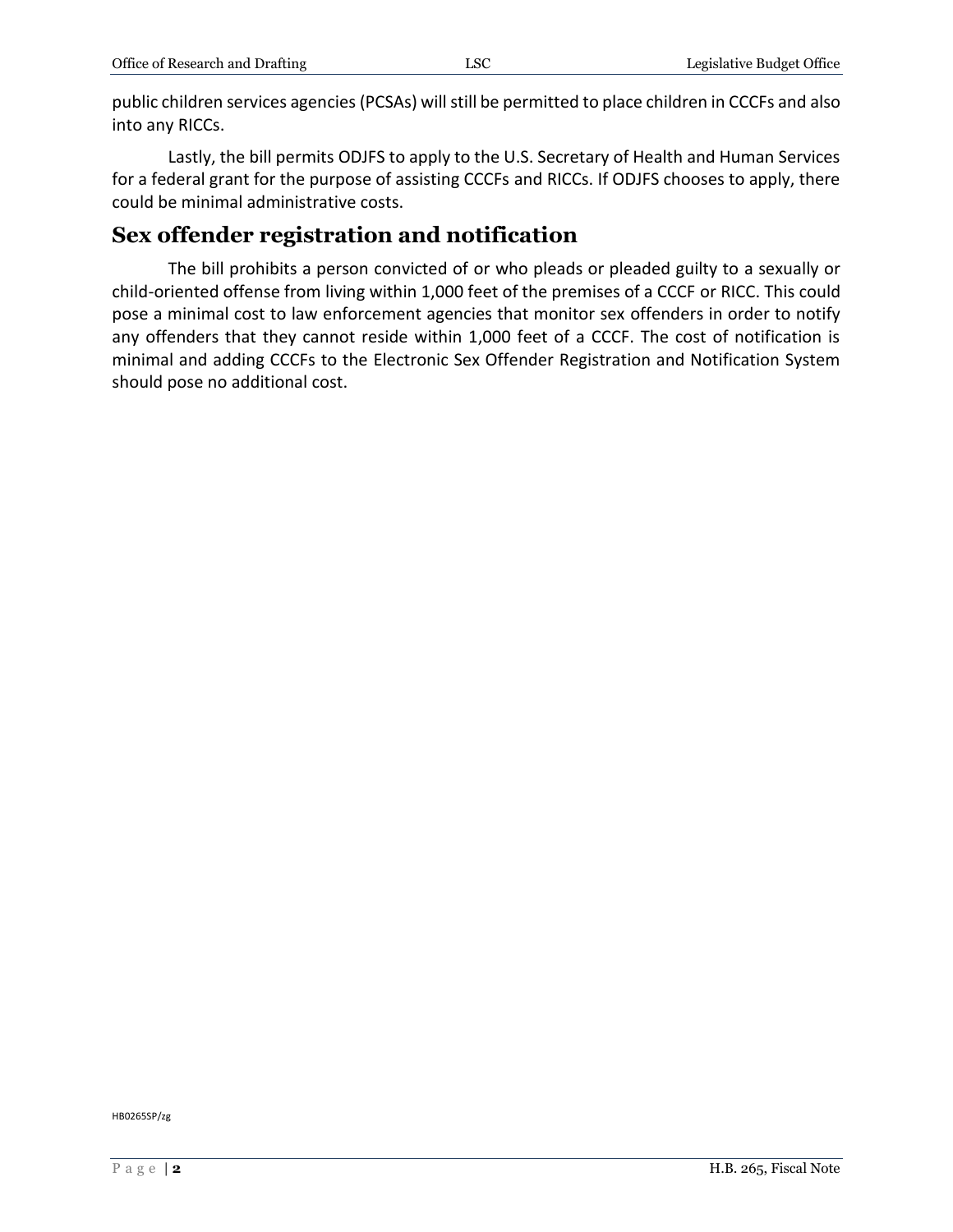public children services agencies (PCSAs) will still be permitted to place children in CCCFs and also into any RICCs.

Lastly, the bill permits ODJFS to apply to the U.S. Secretary of Health and Human Services for a federal grant for the purpose of assisting CCCFs and RICCs. If ODJFS chooses to apply, there could be minimal administrative costs.

## Sex offender registration and notification

The bill prohibits a person convicted of or who pleads or pleaded guilty to a sexually or child-oriented offense from living within 1,000 feet of the premises of a CCCF or RICC. This could pose a minimal cost to law enforcement agencies that monitor sex offenders in order to notify any offenders that they cannot reside within 1,000 feet of a CCCF. The cost of notification is minimal and adding CCCFs to the Electronic Sex Offender Registration and Notification System should pose no additional cost.

HB0265SP/zg